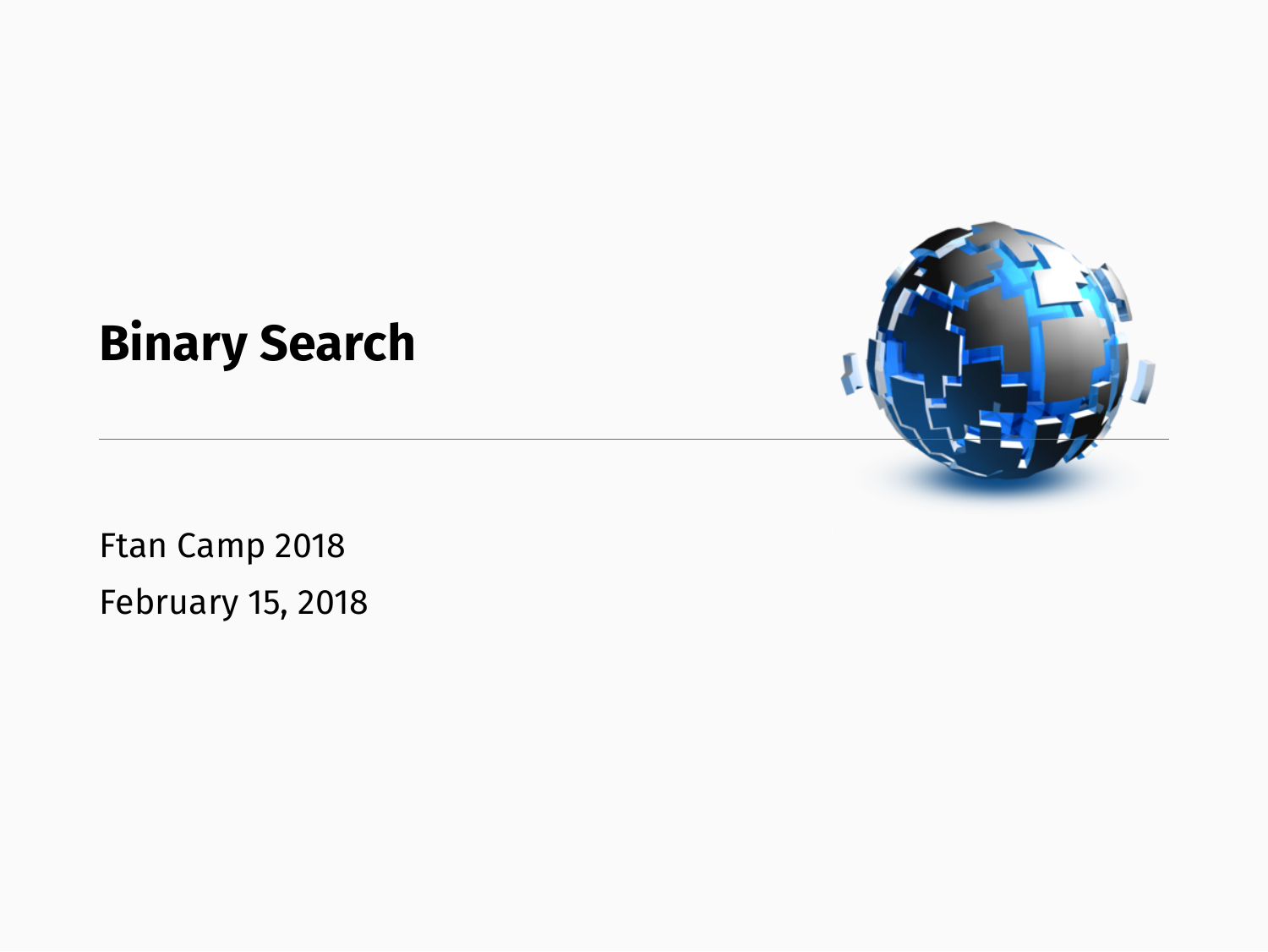# Binary Search

Ftan Camp 2018

February 15, 2018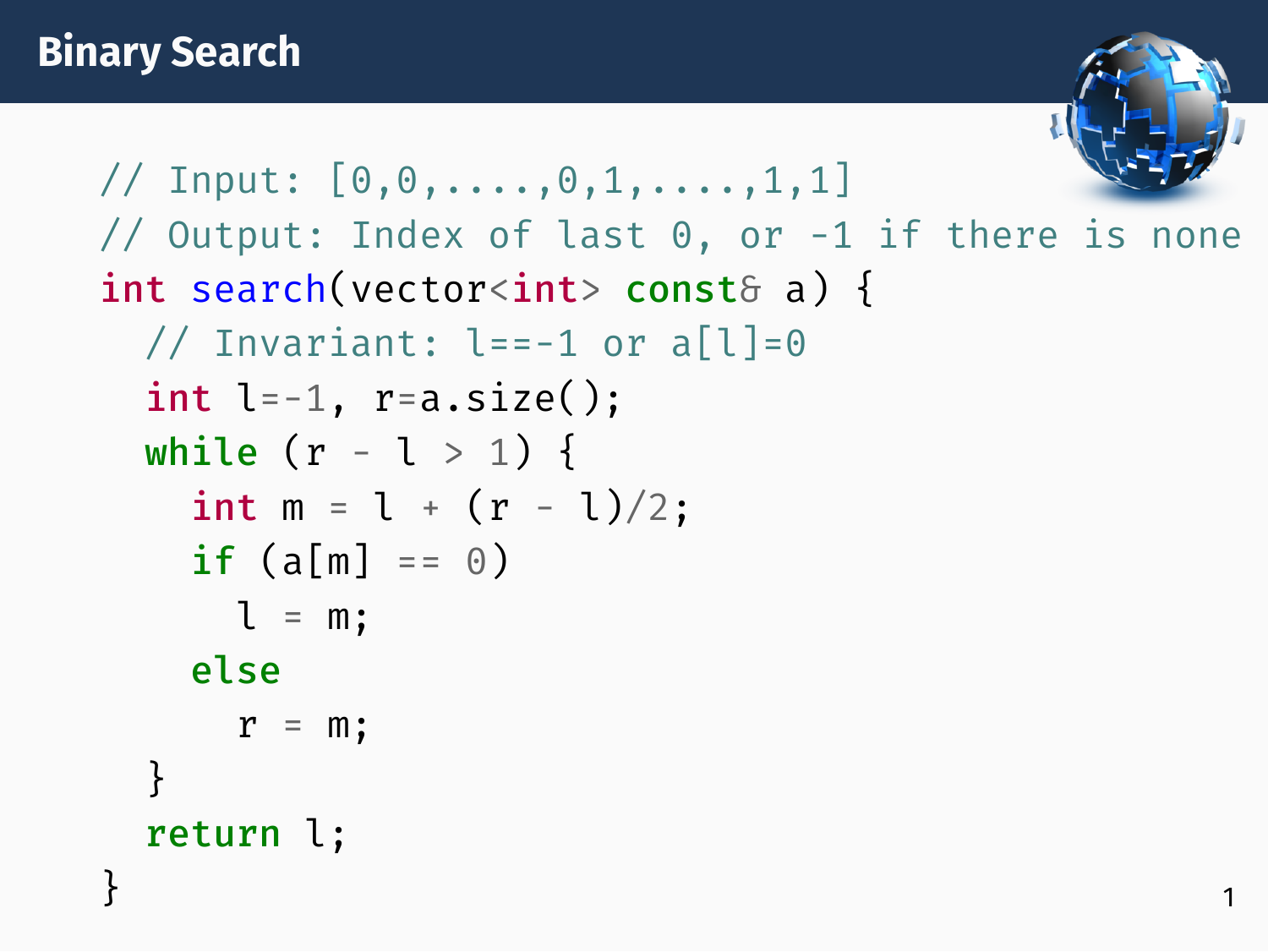# Binary Search

```cpp
// Input: [0,0,....,0,1,....,1,1]
// Output: Index of last 0, or -1 if there is none
int search(vector<int> const& a) {
  // Invariant: l==-1 or a[l]=0
  int l=-1, r=a.size();
  while (r - l > 1) {
    int m = l + (r - l)/2;
    if (a[m] == 0)
      l = m;
    else
      r = m;
  }
  return l;
}
```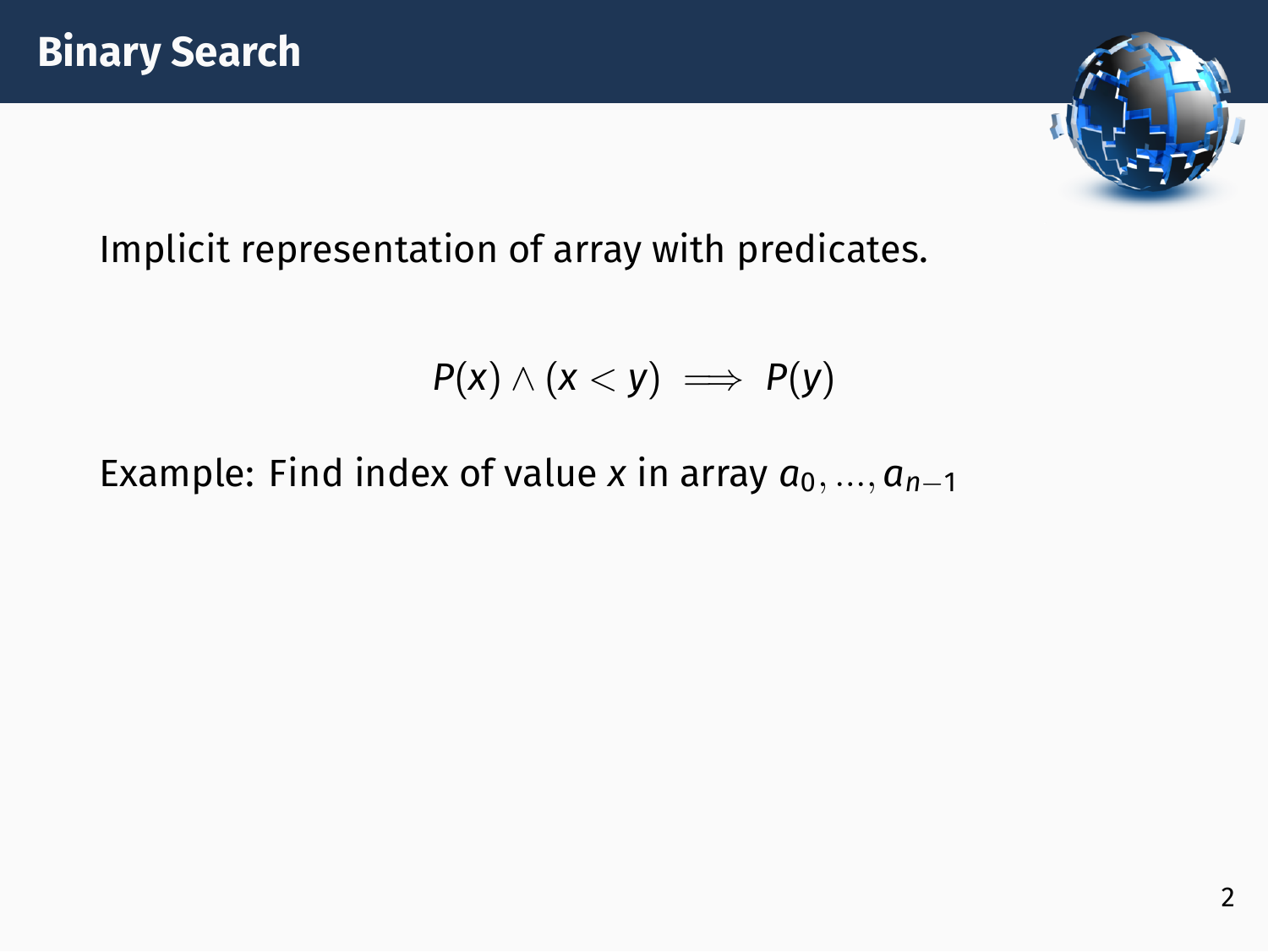# Binary Search

Implicit representation of array with predicates.

$$P(x) \wedge (x < y) \implies P(y)$$

Example: Find index of value $x$ in array $a_0, \ldots, a_{n-1}$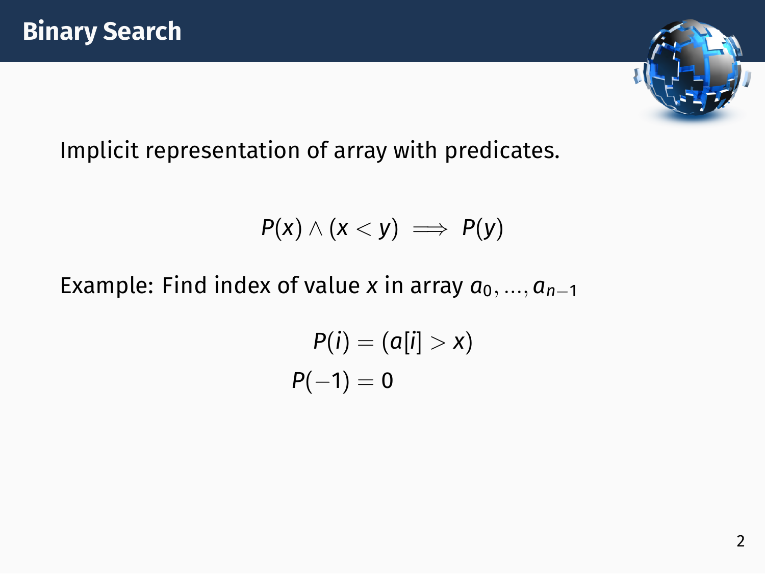# Binary Search

Implicit representation of array with predicates.

$$P(x) \land (x < y) \implies P(y)$$

Example: Find index of value $x$ in array $a_0, ..., a_{n-1}$

$$P(i) = (a[i] > x)$$
$$P(-1) = 0$$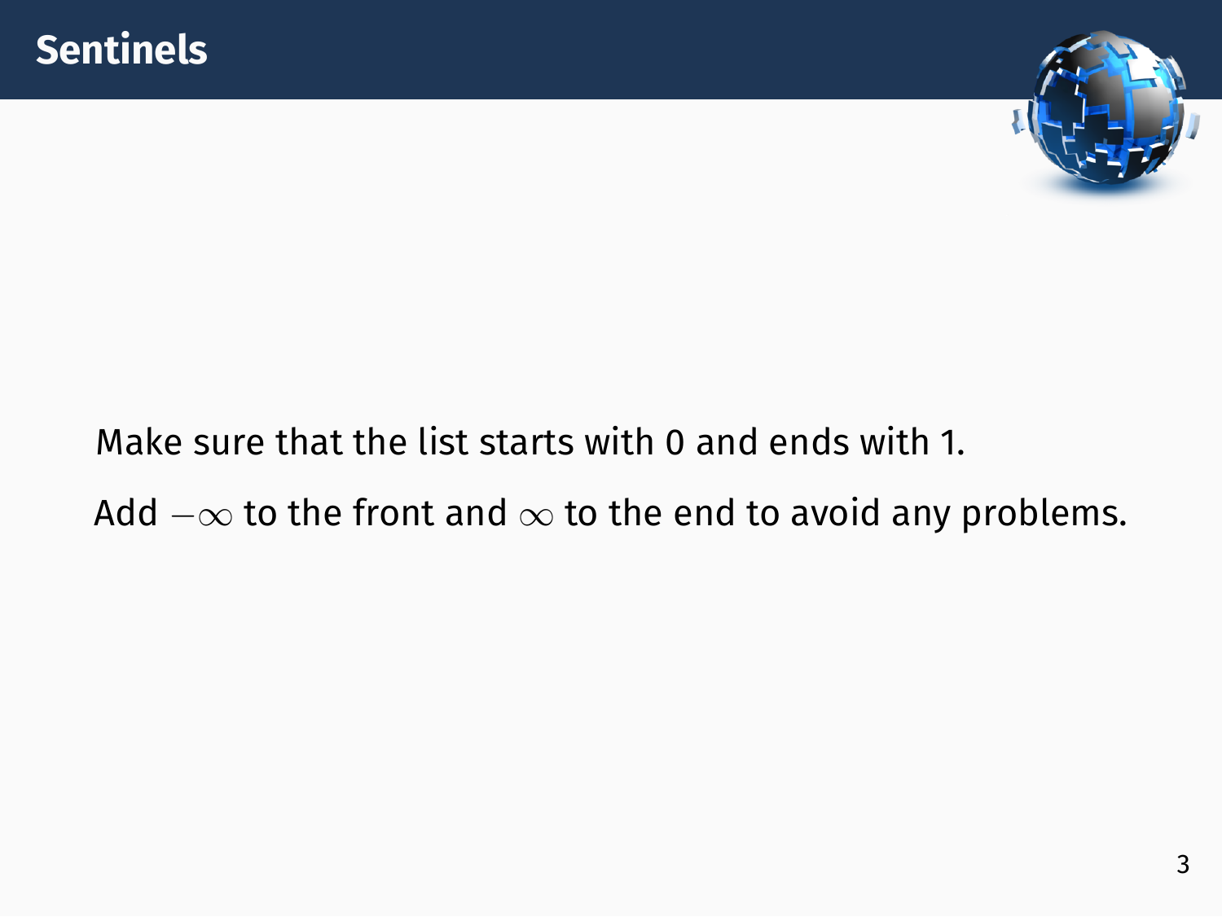# Sentinels

Make sure that the list starts with 0 and ends with 1.

Add $-\infty$ to the front and $\infty$ to the end to avoid any problems.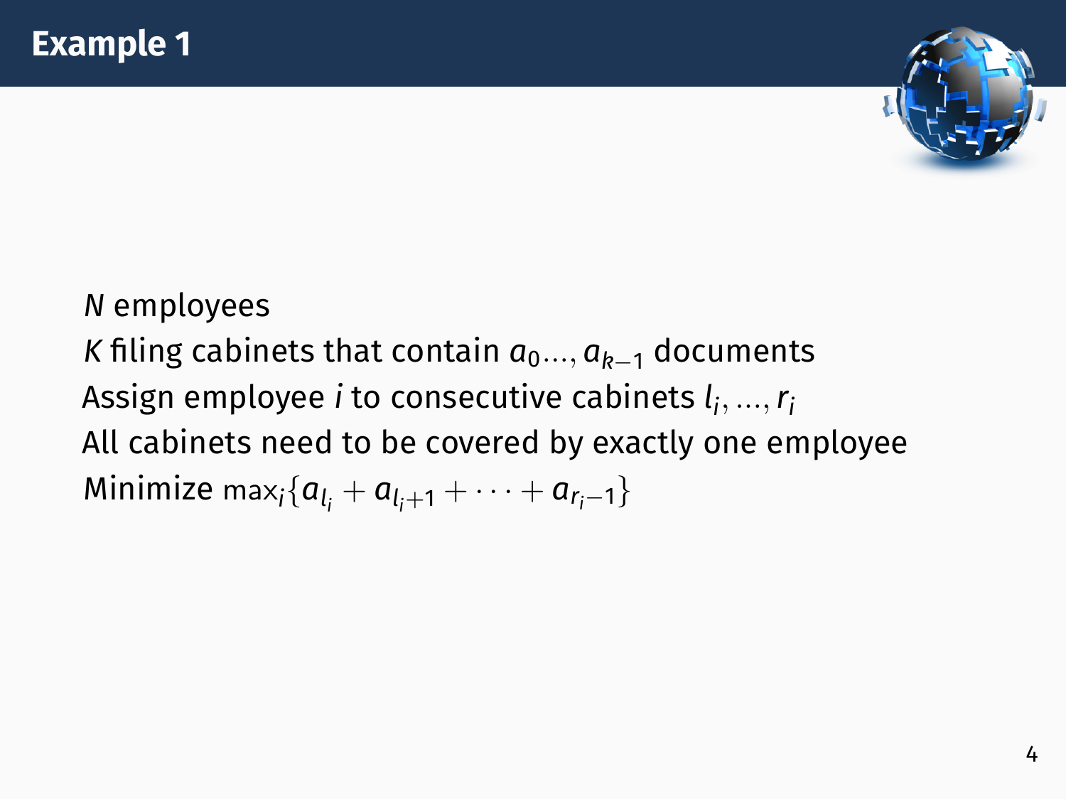# Example 1

$N$ employees

$K$ filing cabinets that contain $a_0 ..., a_{k-1}$ documents

Assign employee $i$ to consecutive cabinets $l_i, ..., r_i$

All cabinets need to be covered by exactly one employee

Minimize $\max_i\{a_{l_i} + a_{l_i+1} + \cdots + a_{r_i-1}\}$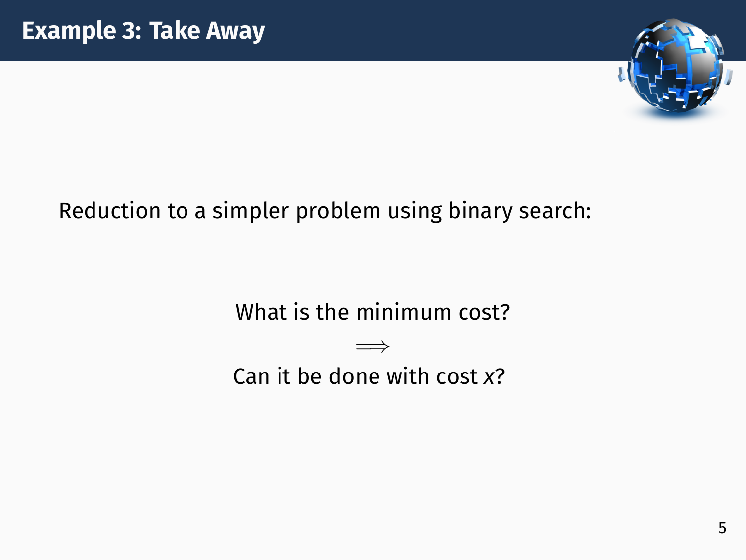# Example 3: Take Away

Reduction to a simpler problem using binary search:

What is the minimum cost?

$$\Longrightarrow$$

Can it be done with cost $x$?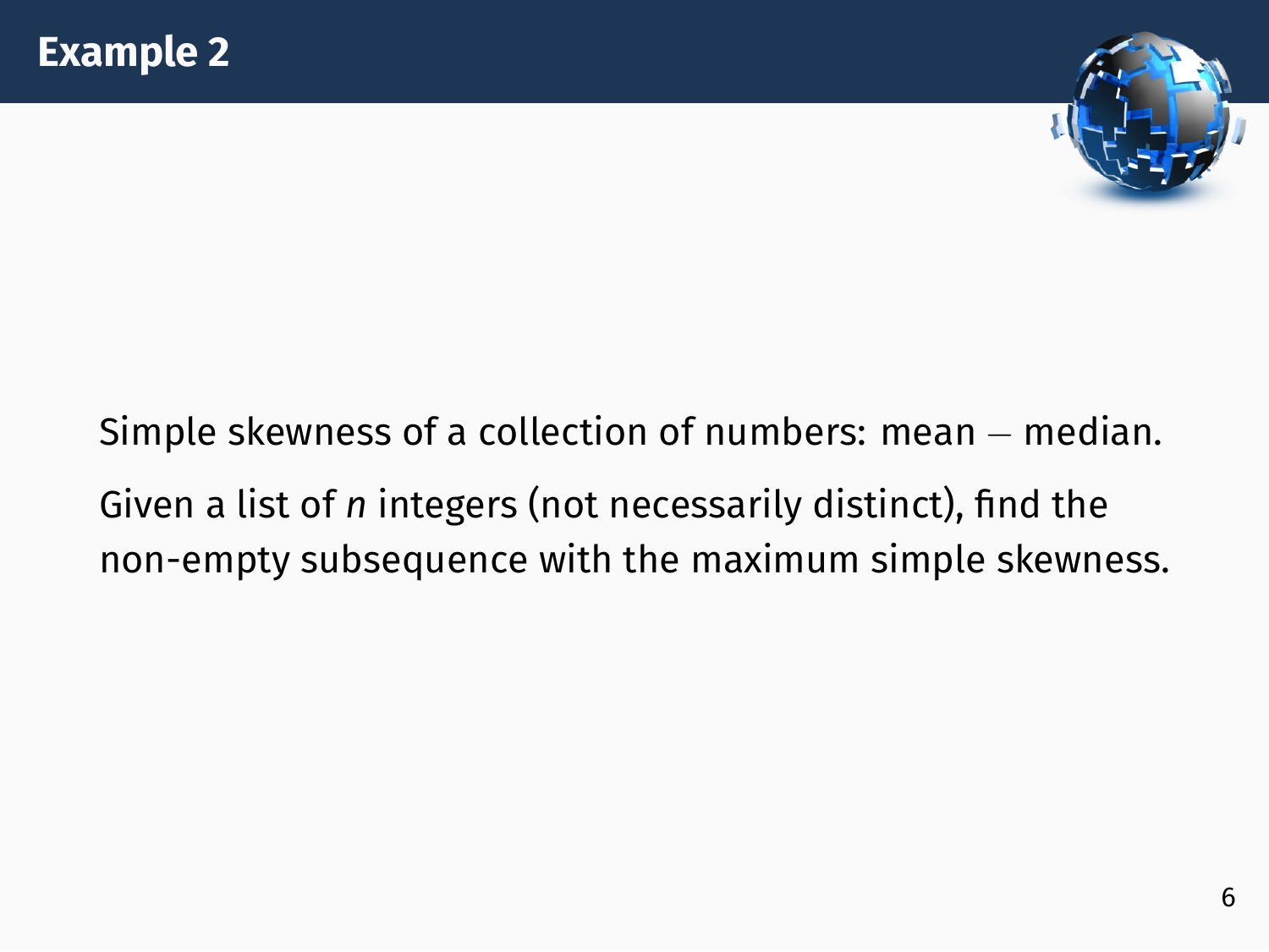# Example 2

Simple skewness of a collection of numbers: mean − median.

Given a list of $n$ integers (not necessarily distinct), find the non-empty subsequence with the maximum simple skewness.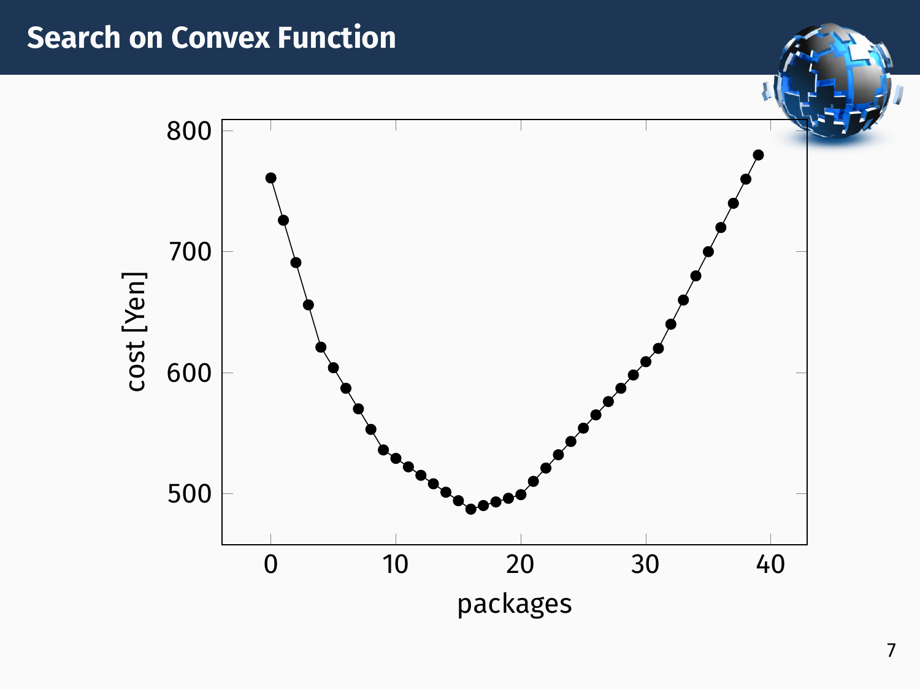# Search on Convex Function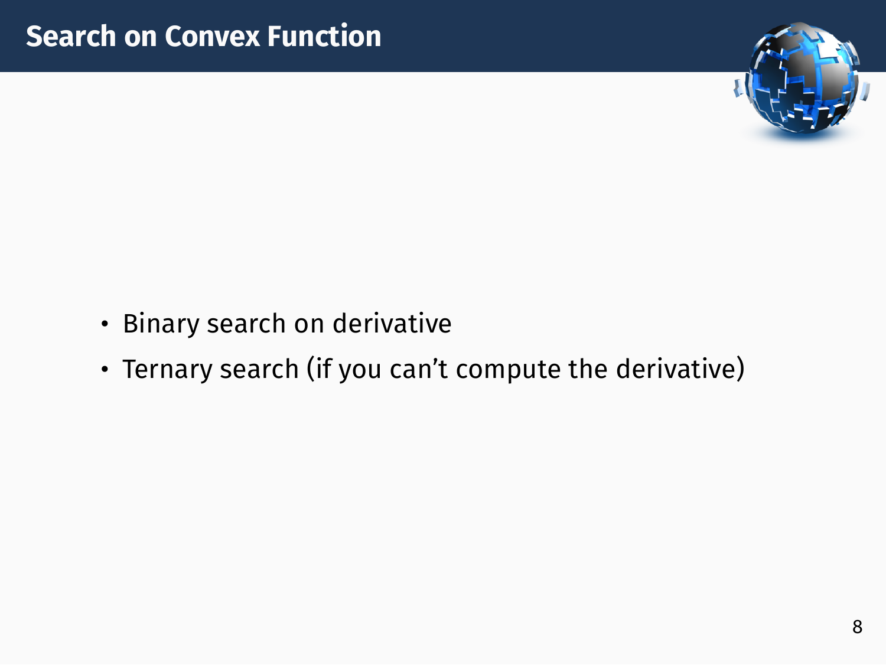# Search on Convex Function

- Binary search on derivative
- Ternary search (if you can’t compute the derivative)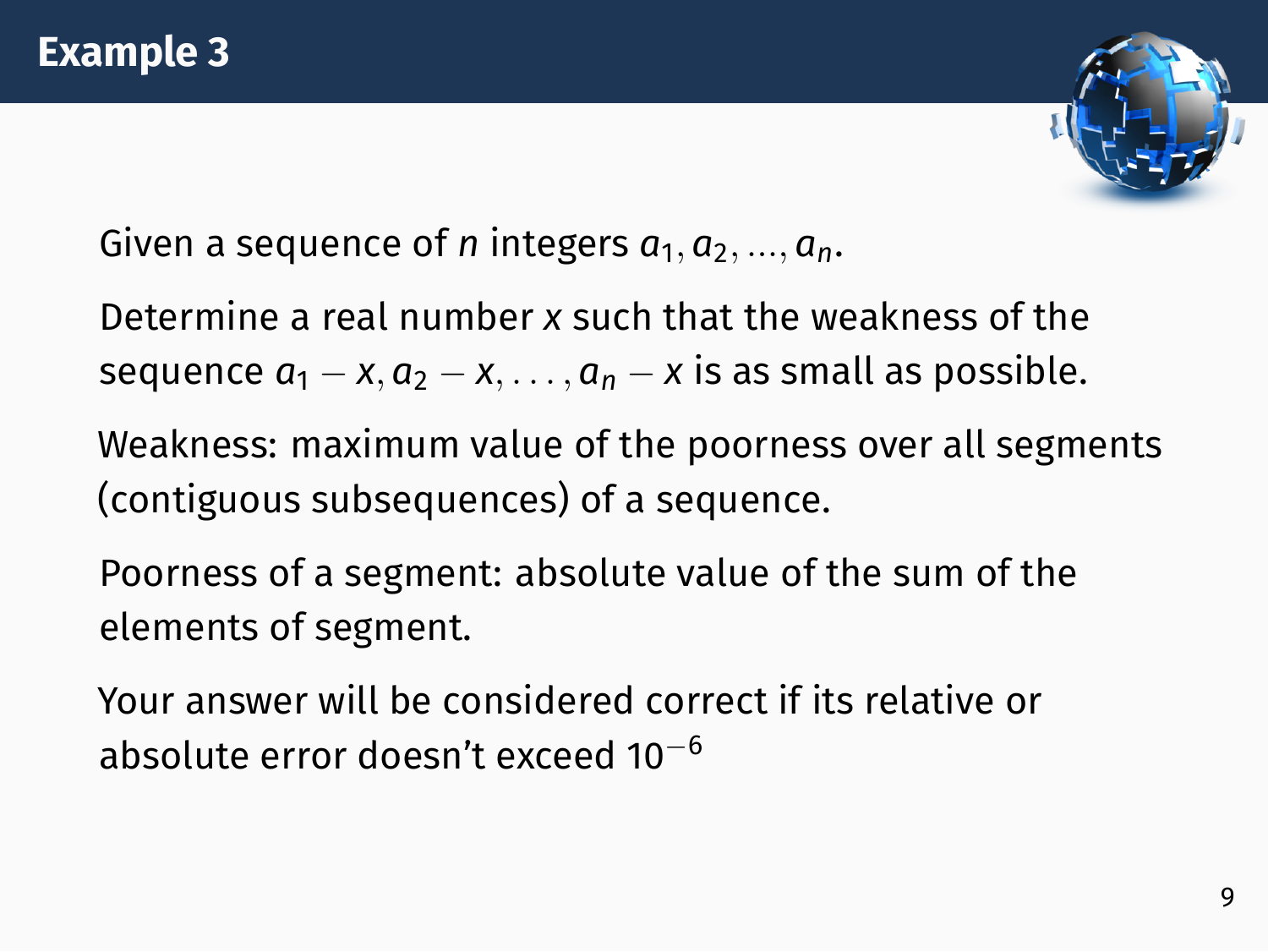# Example 3

Given a sequence of $n$ integers $a_1, a_2, ..., a_n$.

Determine a real number $x$ such that the weakness of the sequence $a_1 - x, a_2 - x, \ldots, a_n - x$ is as small as possible.

Weakness: maximum value of the poorness over all segments (contiguous subsequences) of a sequence.

Poorness of a segment: absolute value of the sum of the elements of segment.

Your answer will be considered correct if its relative or absolute error doesn't exceed $10^{-6}$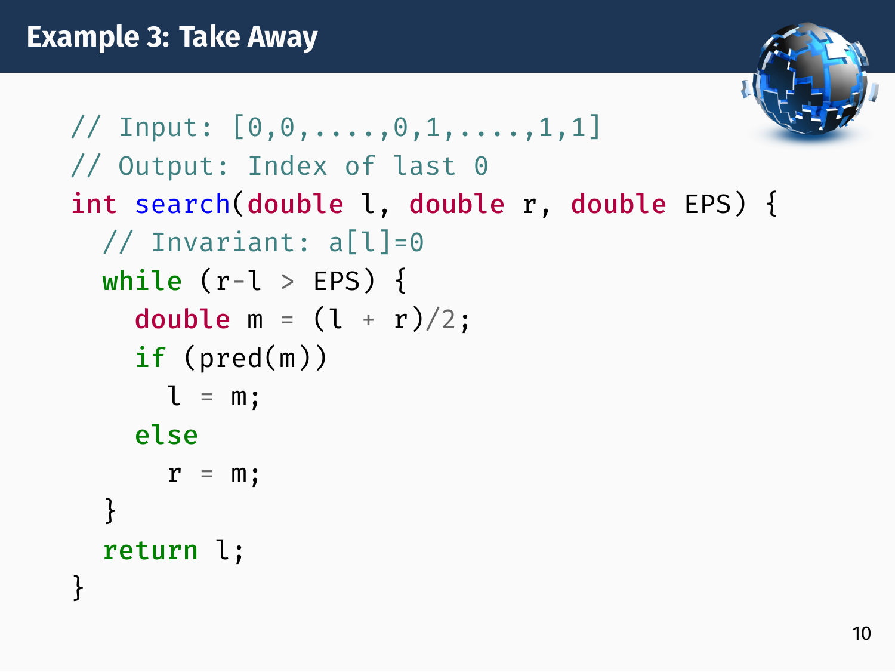# Example 3: Take Away

```
// Input: [0,0,....,0,1,....,1,1]
// Output: Index of last 0
int search(double l, double r, double EPS) {
  // Invariant: a[l]=0
  while (r-l > EPS) {
    double m = (l + r)/2;
    if (pred(m))
      l = m;
    else
      r = m;
  }
  return l;
}
```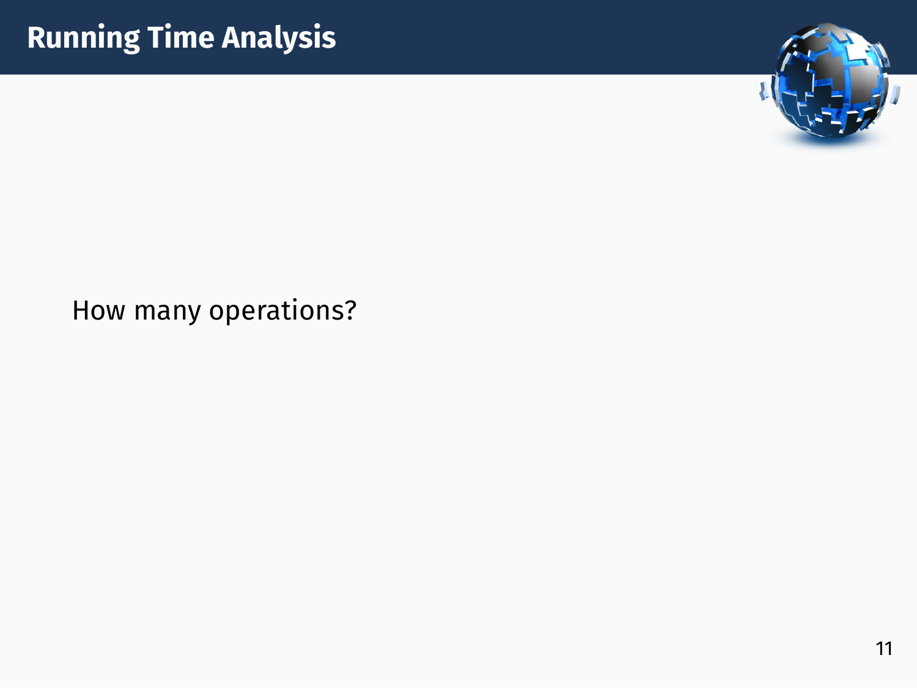# Running Time Analysis

How many operations?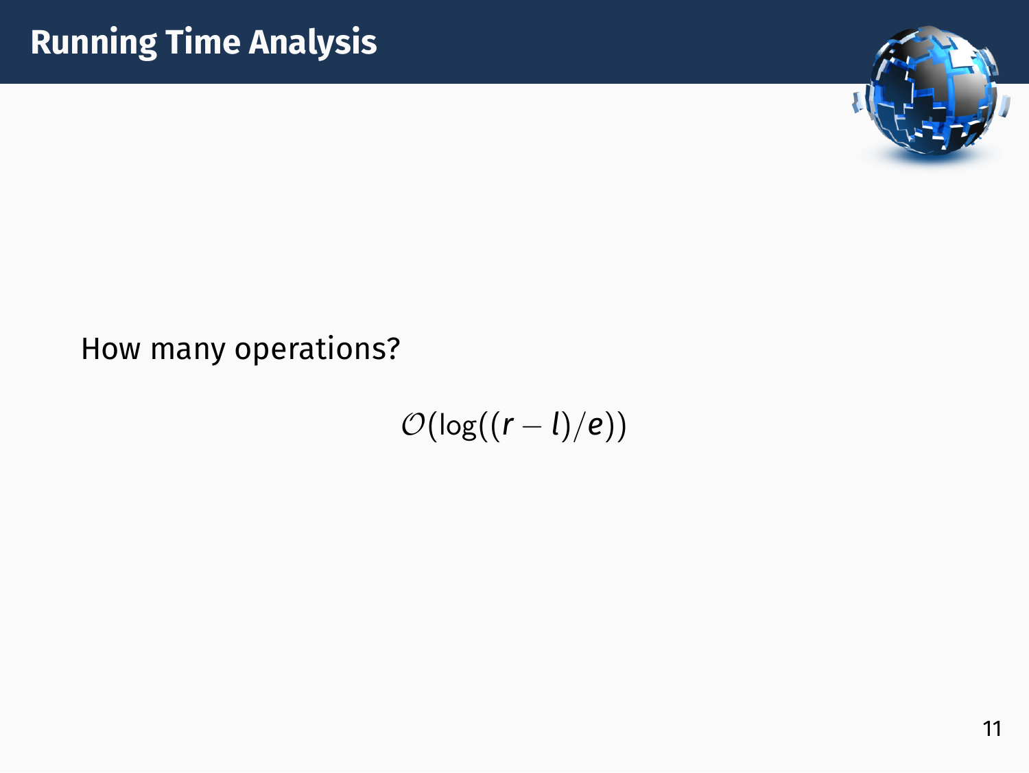# Running Time Analysis

How many operations?

$$\mathcal{O}(\log((r - l)/e))$$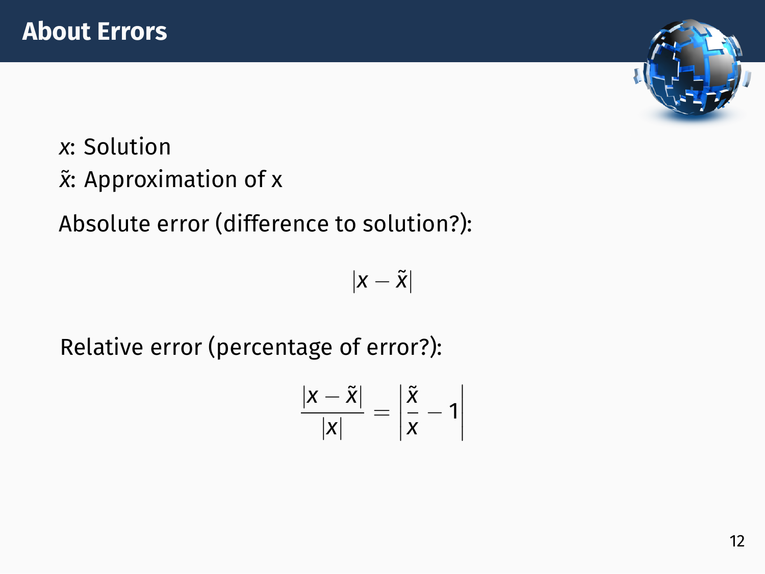# About Errors

$x$: Solution
$\tilde{x}$: Approximation of x

Absolute error (difference to solution?):

$$|x - \tilde{x}|$$

Relative error (percentage of error?):

$$\frac{|x - \tilde{x}|}{|x|} = \left|\frac{\tilde{x}}{x} - 1\right|$$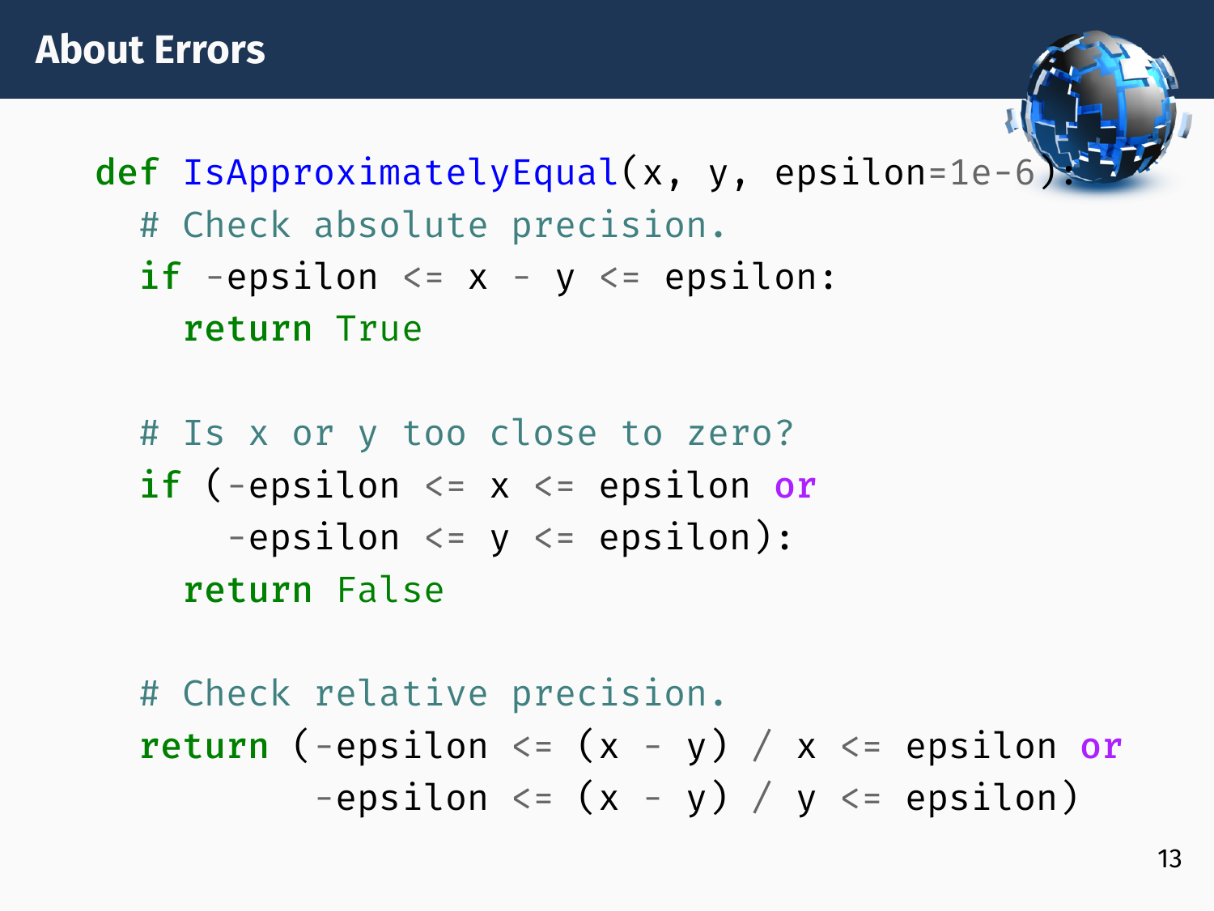## About Errors

```python
def IsApproximatelyEqual(x, y, epsilon=1e-6):
  # Check absolute precision.
  if -epsilon <= x - y <= epsilon:
    return True

  # Is x or y too close to zero?
  if (-epsilon <= x <= epsilon or
      -epsilon <= y <= epsilon):
    return False

  # Check relative precision.
  return (-epsilon <= (x - y) / x <= epsilon or
          -epsilon <= (x - y) / y <= epsilon)
```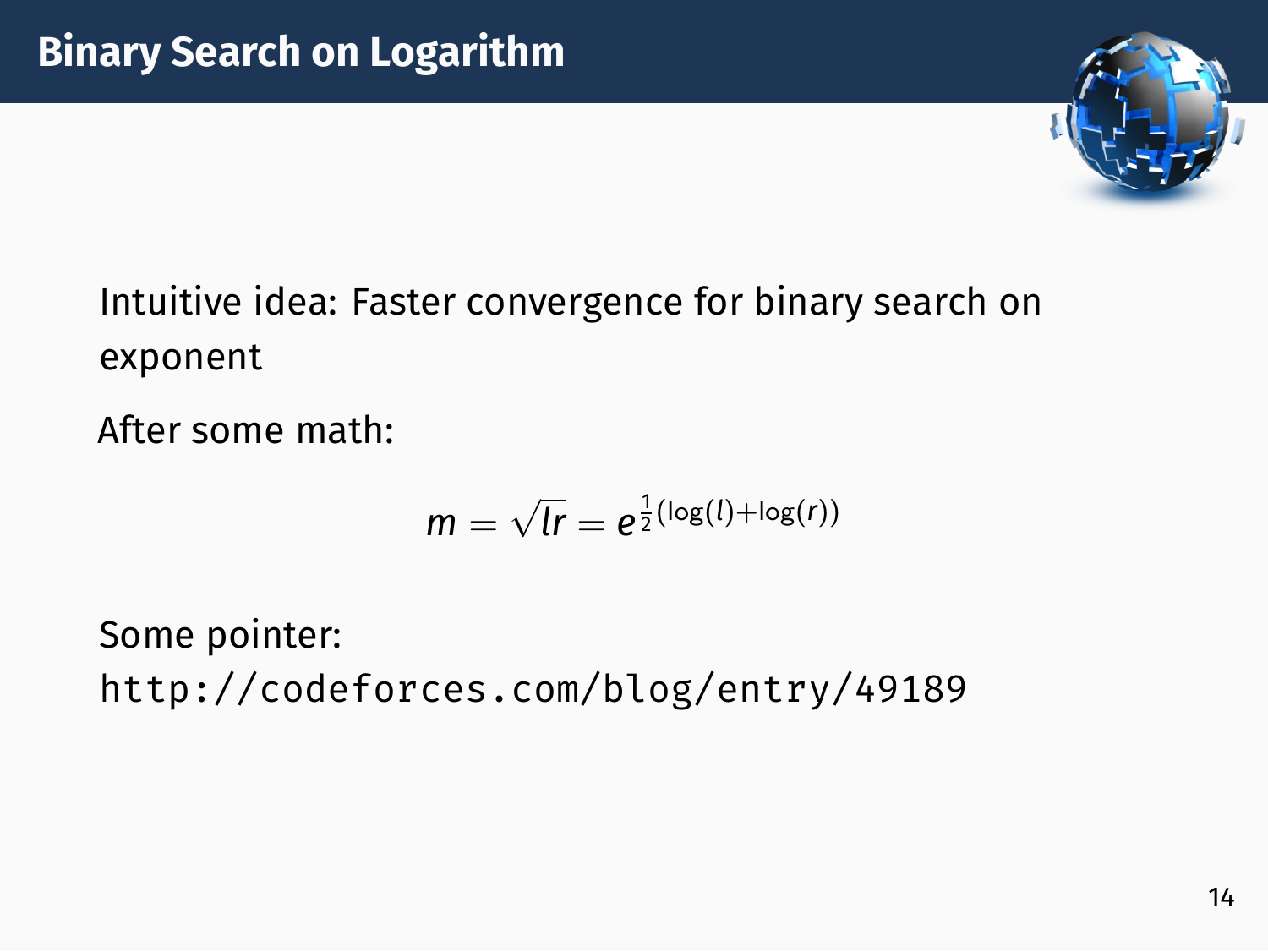# Binary Search on Logarithm

Intuitive idea: Faster convergence for binary search on exponent

After some math:

$$m = \sqrt{lr} = e^{\frac{1}{2}(\log(l)+\log(r))}$$

Some pointer:
`http://codeforces.com/blog/entry/49189`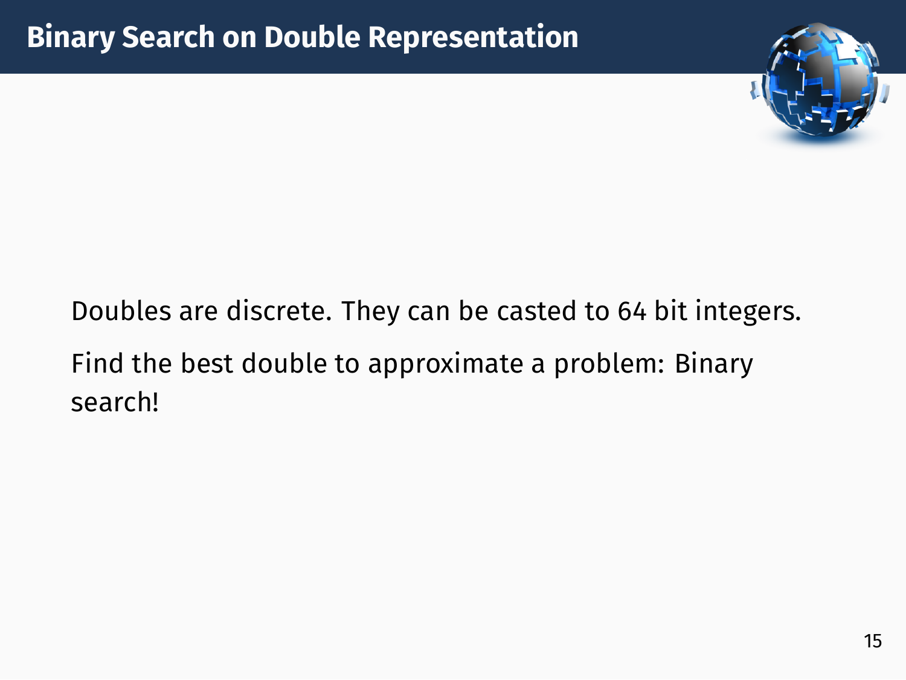# Binary Search on Double Representation

Doubles are discrete. They can be casted to 64 bit integers.

Find the best double to approximate a problem: Binary search!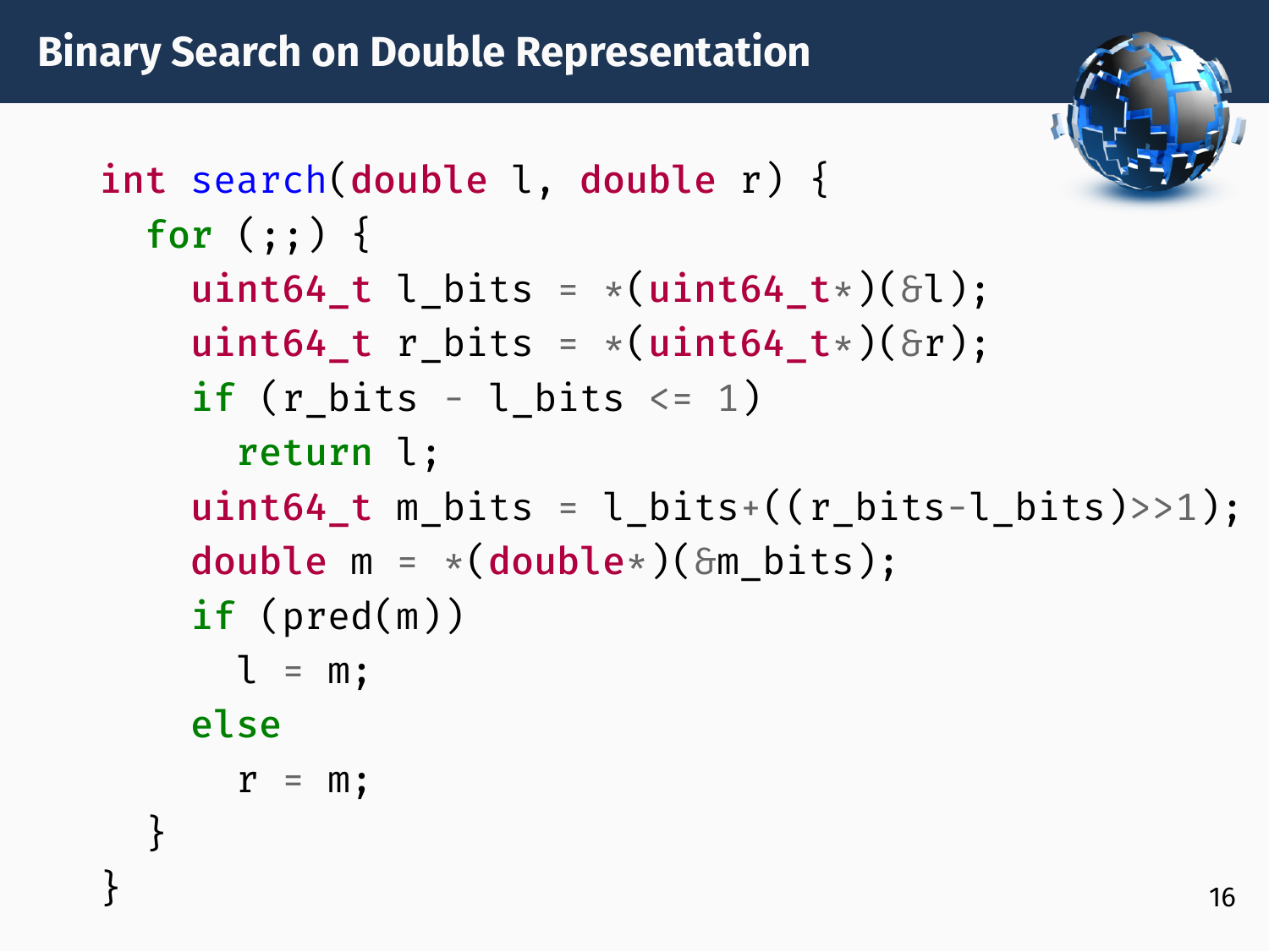# Binary Search on Double Representation

```
int search(double l, double r) {
  for (;;) {
    uint64_t l_bits = *(uint64_t*)(&l);
    uint64_t r_bits = *(uint64_t*)(&r);
    if (r_bits - l_bits <= 1)
      return l;
    uint64_t m_bits = l_bits+((r_bits-l_bits)>>1);
    double m = *(double*)(&m_bits);
    if (pred(m))
      l = m;
    else
      r = m;
  }
}
```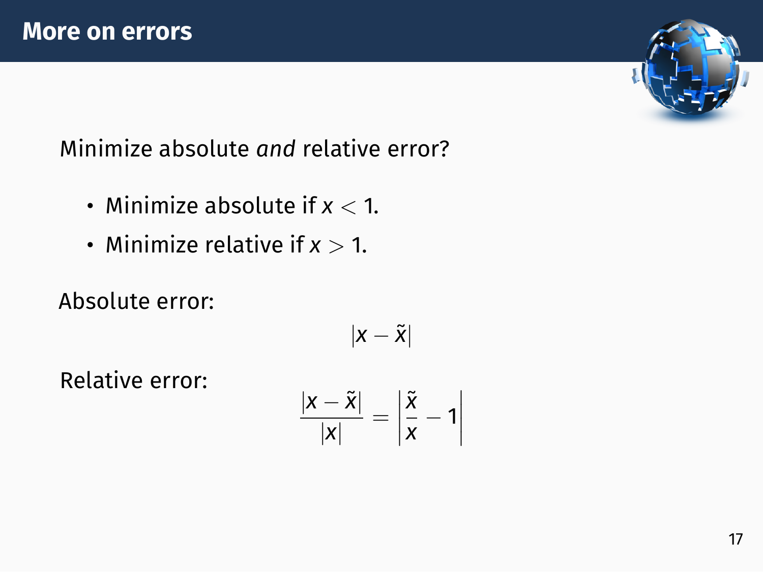# More on errors

Minimize absolute *and* relative error?

- Minimize absolute if $x < 1$.
- Minimize relative if $x > 1$.

Absolute error:

$$|x - \tilde{x}|$$

Relative error:

$$\frac{|x - \tilde{x}|}{|x|} = \left|\frac{\tilde{x}}{x} - 1\right|$$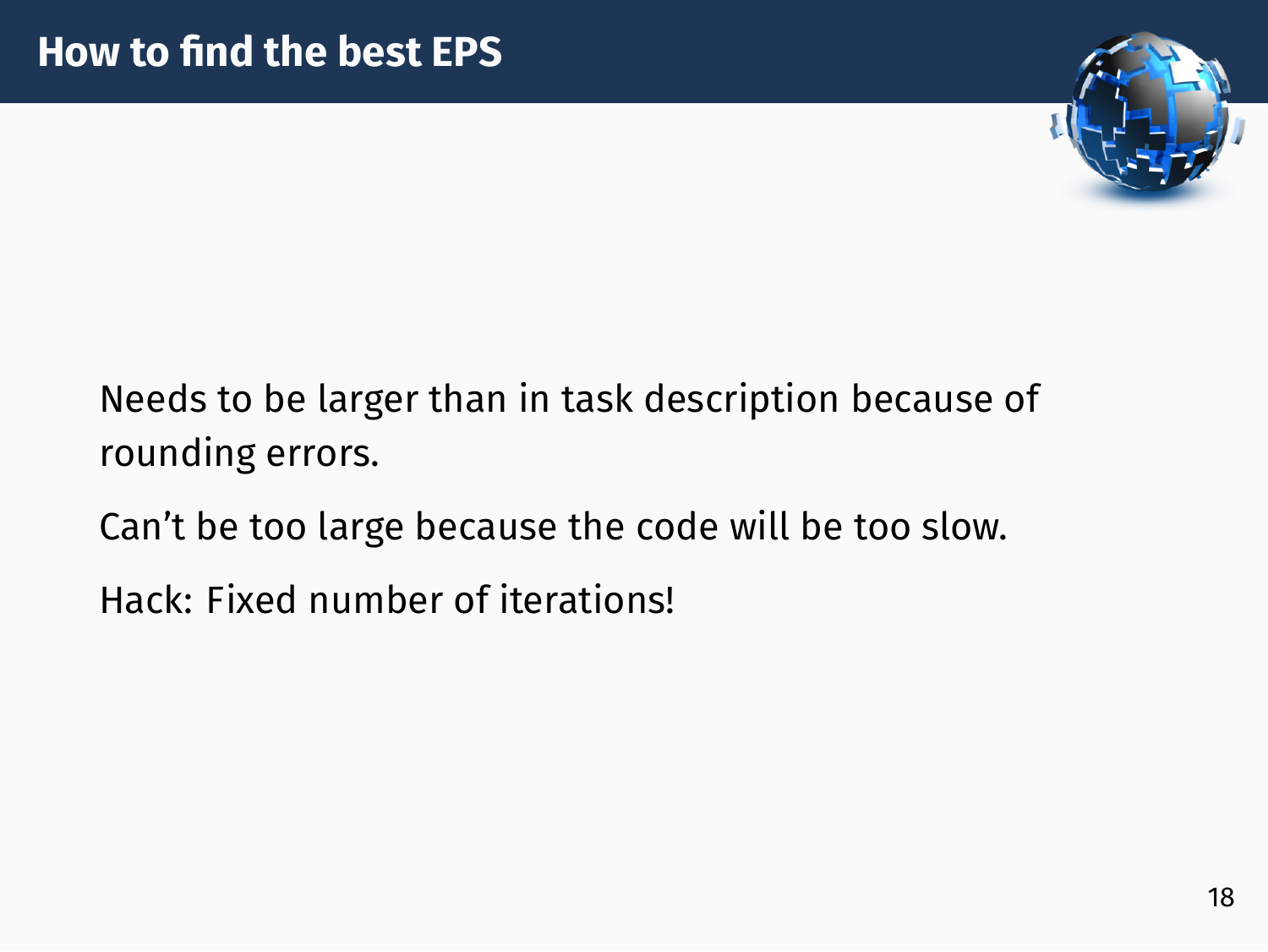# How to find the best EPS

Needs to be larger than in task description because of rounding errors.

Can't be too large because the code will be too slow.

Hack: Fixed number of iterations!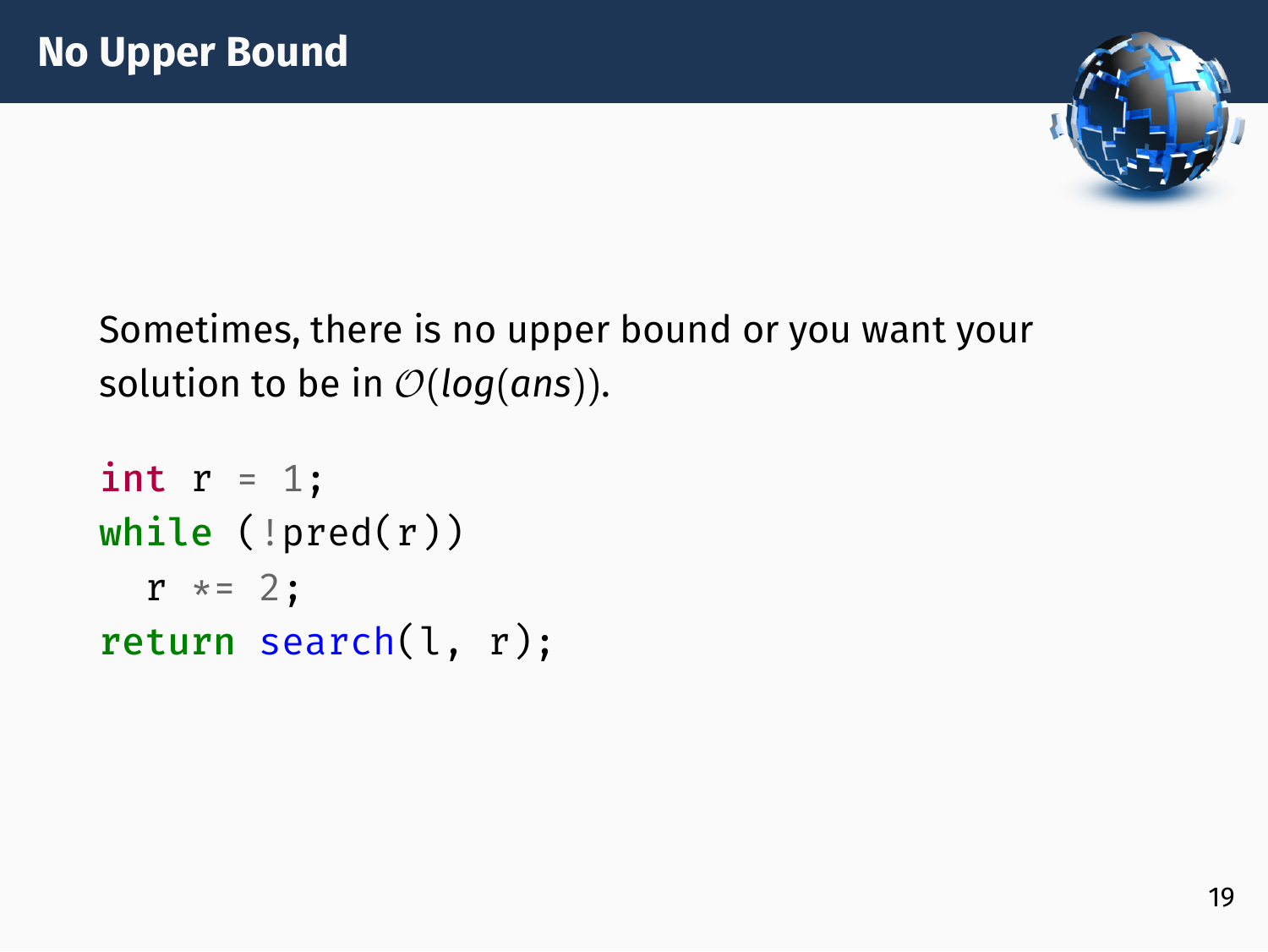# No Upper Bound

Sometimes, there is no upper bound or you want your solution to be in $\mathcal{O}(log(ans))$.

```
int r = 1;
while (!pred(r))
  r *= 2;
return search(l, r);
```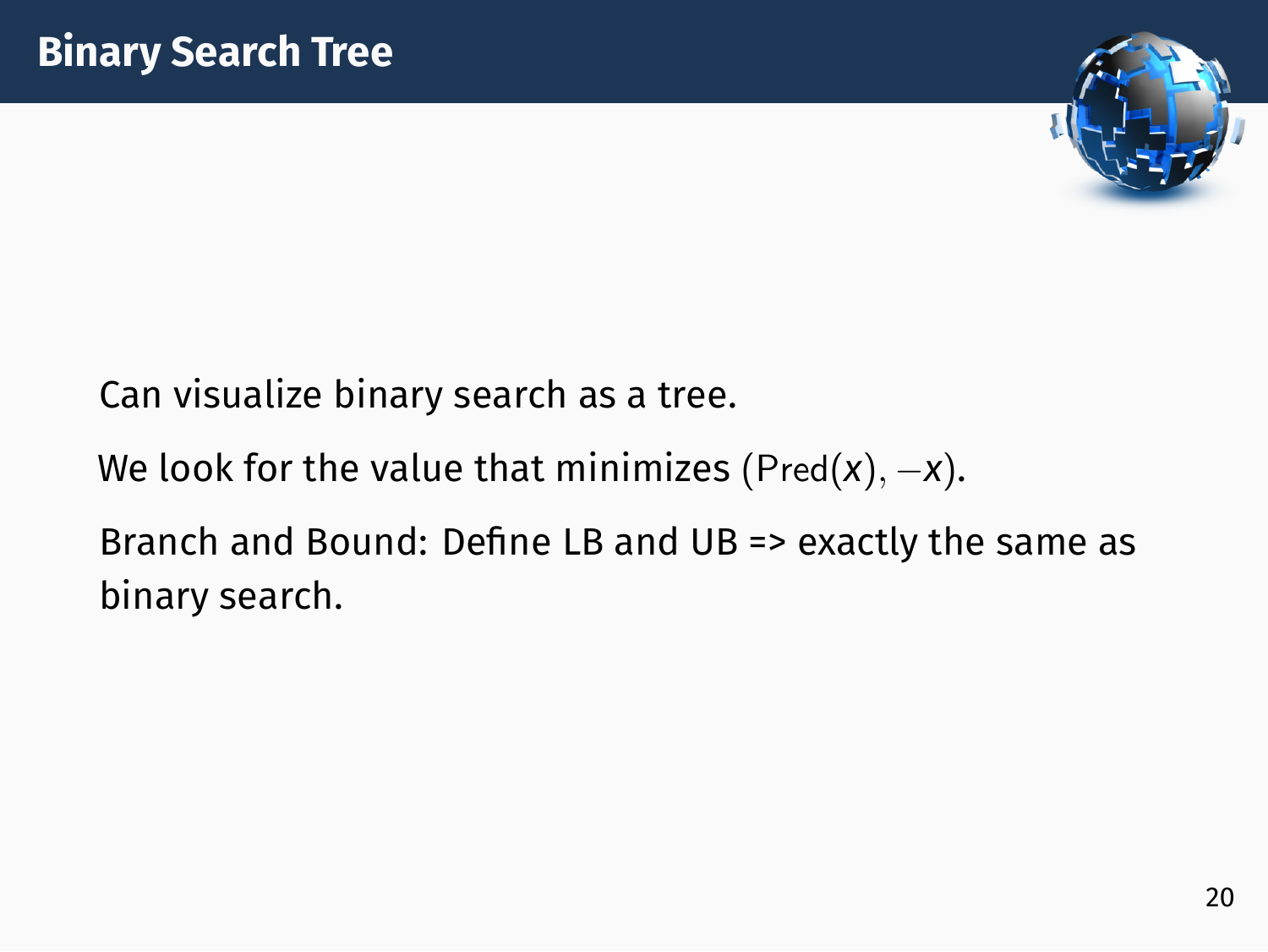# Binary Search Tree

Can visualize binary search as a tree.

We look for the value that minimizes $(\text{Pred}(x), -x)$.

Branch and Bound: Define LB and UB => exactly the same as binary search.